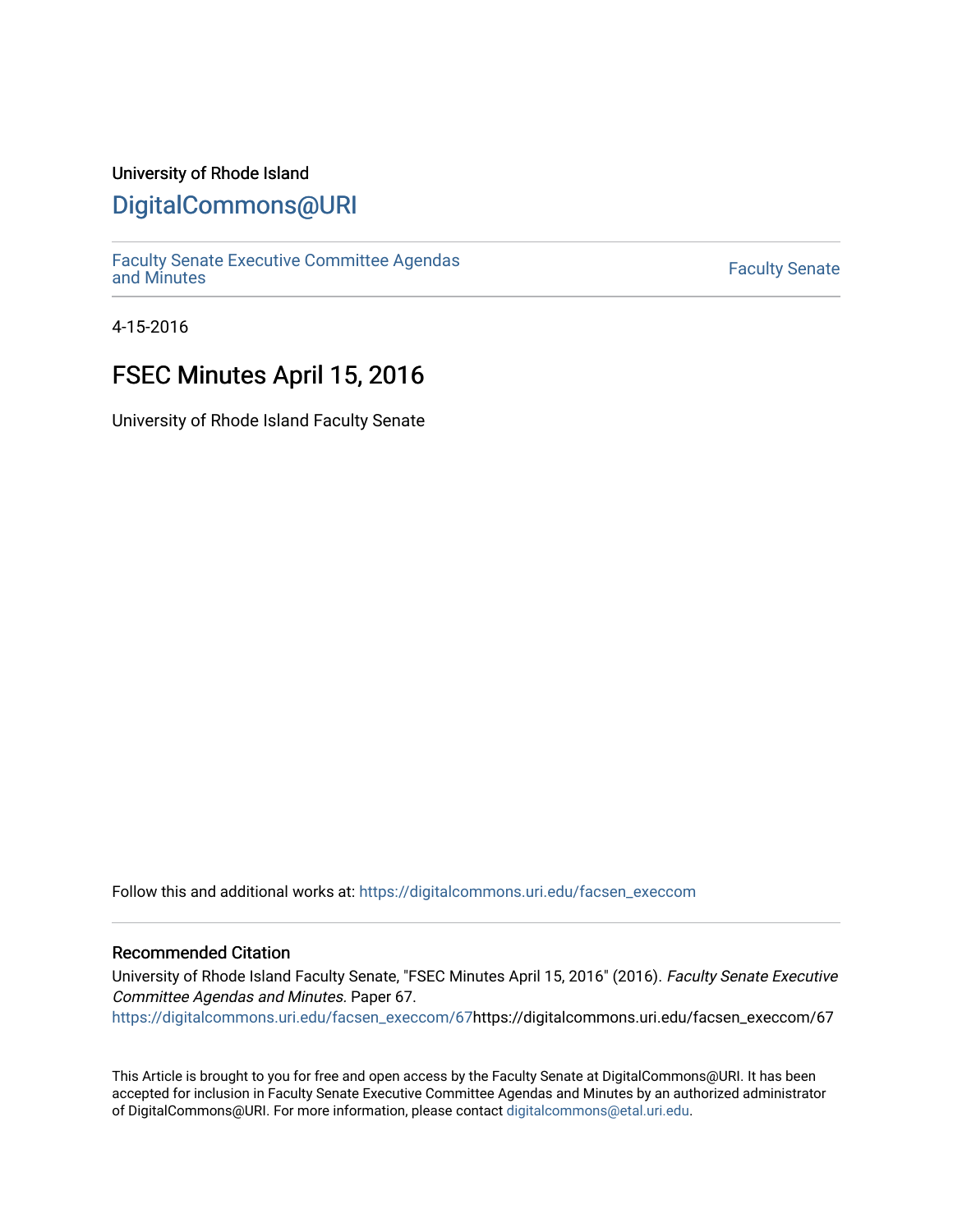University of Rhode Island

# DigitalCommons@URI

Faculty Senate Executive Committee Agendas and Minutes

Faculty Senate

4-15-2016

# FSEC Minutes April 15, 2016

University of Rhode Island Faculty Senate

Follow this and additional works at: https://digitalcommons.uri.edu/facsen_execcom

## Recommended Citation

University of Rhode Island Faculty Senate, "FSEC Minutes April 15, 2016" (2016). *Faculty Senate Executive Committee Agendas and Minutes*. Paper 67.
https://digitalcommons.uri.edu/facsen_execcom/67https://digitalcommons.uri.edu/facsen_execcom/67

This Article is brought to you for free and open access by the Faculty Senate at DigitalCommons@URI. It has been accepted for inclusion in Faculty Senate Executive Committee Agendas and Minutes by an authorized administrator of DigitalCommons@URI. For more information, please contact digitalcommons@etal.uri.edu.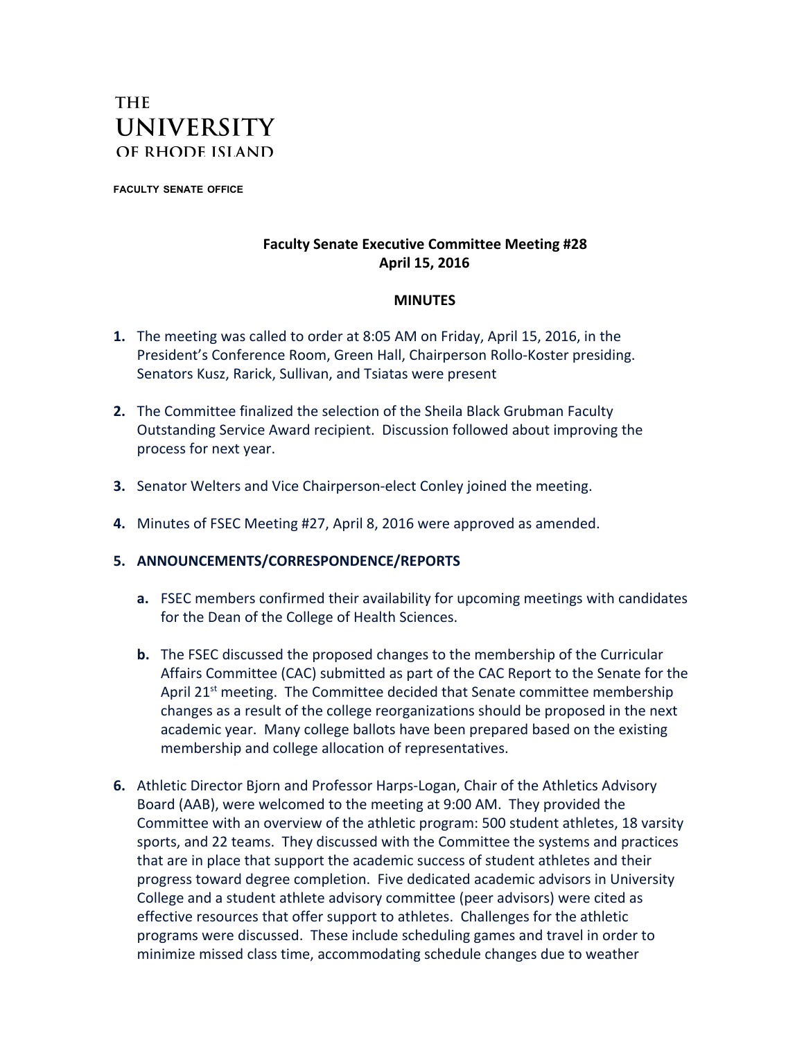THE
UNIVERSITY
OF RHODE ISLAND

FACULTY SENATE OFFICE

**Faculty Senate Executive Committee Meeting #28**
**April 15, 2016**

**MINUTES**

**1.** The meeting was called to order at 8:05 AM on Friday, April 15, 2016, in the President's Conference Room, Green Hall, Chairperson Rollo-Koster presiding. Senators Kusz, Rarick, Sullivan, and Tsiatas were present

**2.** The Committee finalized the selection of the Sheila Black Grubman Faculty Outstanding Service Award recipient. Discussion followed about improving the process for next year.

**3.** Senator Welters and Vice Chairperson-elect Conley joined the meeting.

**4.** Minutes of FSEC Meeting #27, April 8, 2016 were approved as amended.

**5. ANNOUNCEMENTS/CORRESPONDENCE/REPORTS**

**a.** FSEC members confirmed their availability for upcoming meetings with candidates for the Dean of the College of Health Sciences.

**b.** The FSEC discussed the proposed changes to the membership of the Curricular Affairs Committee (CAC) submitted as part of the CAC Report to the Senate for the April 21st meeting. The Committee decided that Senate committee membership changes as a result of the college reorganizations should be proposed in the next academic year. Many college ballots have been prepared based on the existing membership and college allocation of representatives.

**6.** Athletic Director Bjorn and Professor Harps-Logan, Chair of the Athletics Advisory Board (AAB), were welcomed to the meeting at 9:00 AM. They provided the Committee with an overview of the athletic program: 500 student athletes, 18 varsity sports, and 22 teams. They discussed with the Committee the systems and practices that are in place that support the academic success of student athletes and their progress toward degree completion. Five dedicated academic advisors in University College and a student athlete advisory committee (peer advisors) were cited as effective resources that offer support to athletes. Challenges for the athletic programs were discussed. These include scheduling games and travel in order to minimize missed class time, accommodating schedule changes due to weather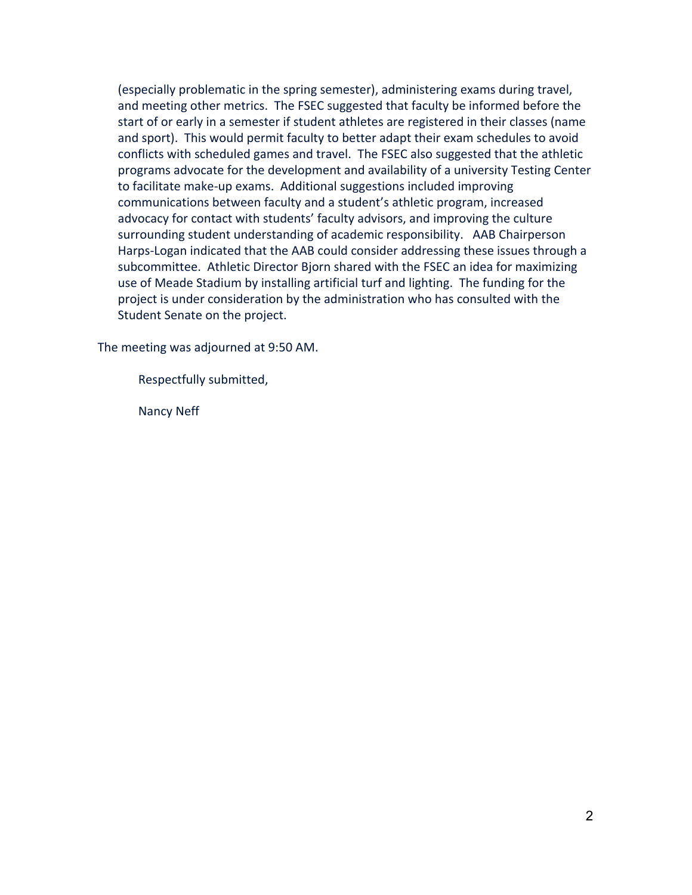(especially problematic in the spring semester), administering exams during travel, and meeting other metrics. The FSEC suggested that faculty be informed before the start of or early in a semester if student athletes are registered in their classes (name and sport). This would permit faculty to better adapt their exam schedules to avoid conflicts with scheduled games and travel. The FSEC also suggested that the athletic programs advocate for the development and availability of a university Testing Center to facilitate make-up exams. Additional suggestions included improving communications between faculty and a student's athletic program, increased advocacy for contact with students' faculty advisors, and improving the culture surrounding student understanding of academic responsibility. AAB Chairperson Harps-Logan indicated that the AAB could consider addressing these issues through a subcommittee. Athletic Director Bjorn shared with the FSEC an idea for maximizing use of Meade Stadium by installing artificial turf and lighting. The funding for the project is under consideration by the administration who has consulted with the Student Senate on the project.

The meeting was adjourned at 9:50 AM.

Respectfully submitted,

Nancy Neff